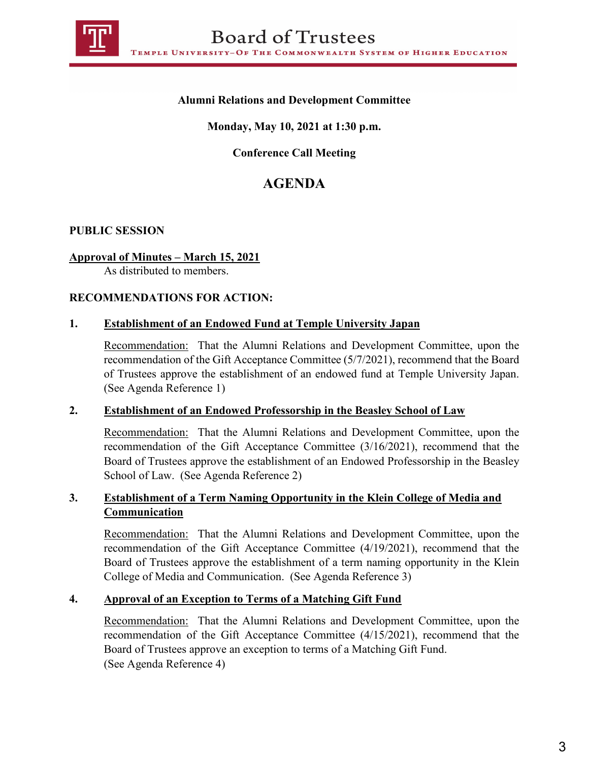# Board of Trustees

TEMPLE UNIVERSITY–OF THE COMMONWEALTH SYSTEM OF HIGHER EDUCATION

**Alumni Relations and Development Committee**

**Monday, May 10, 2021 at 1:30 p.m.**

**Conference Call Meeting**

## AGENDA

**PUBLIC SESSION**

**Approval of Minutes – March 15, 2021**
As distributed to members.

**RECOMMENDATIONS FOR ACTION:**

**1. Establishment of an Endowed Fund at Temple University Japan**

Recommendation: That the Alumni Relations and Development Committee, upon the recommendation of the Gift Acceptance Committee (5/7/2021), recommend that the Board of Trustees approve the establishment of an endowed fund at Temple University Japan. (See Agenda Reference 1)

**2. Establishment of an Endowed Professorship in the Beasley School of Law**

Recommendation: That the Alumni Relations and Development Committee, upon the recommendation of the Gift Acceptance Committee (3/16/2021), recommend that the Board of Trustees approve the establishment of an Endowed Professorship in the Beasley School of Law. (See Agenda Reference 2)

**3. Establishment of a Term Naming Opportunity in the Klein College of Media and Communication**

Recommendation: That the Alumni Relations and Development Committee, upon the recommendation of the Gift Acceptance Committee (4/19/2021), recommend that the Board of Trustees approve the establishment of a term naming opportunity in the Klein College of Media and Communication. (See Agenda Reference 3)

**4. Approval of an Exception to Terms of a Matching Gift Fund**

Recommendation: That the Alumni Relations and Development Committee, upon the recommendation of the Gift Acceptance Committee (4/15/2021), recommend that the Board of Trustees approve an exception to terms of a Matching Gift Fund. (See Agenda Reference 4)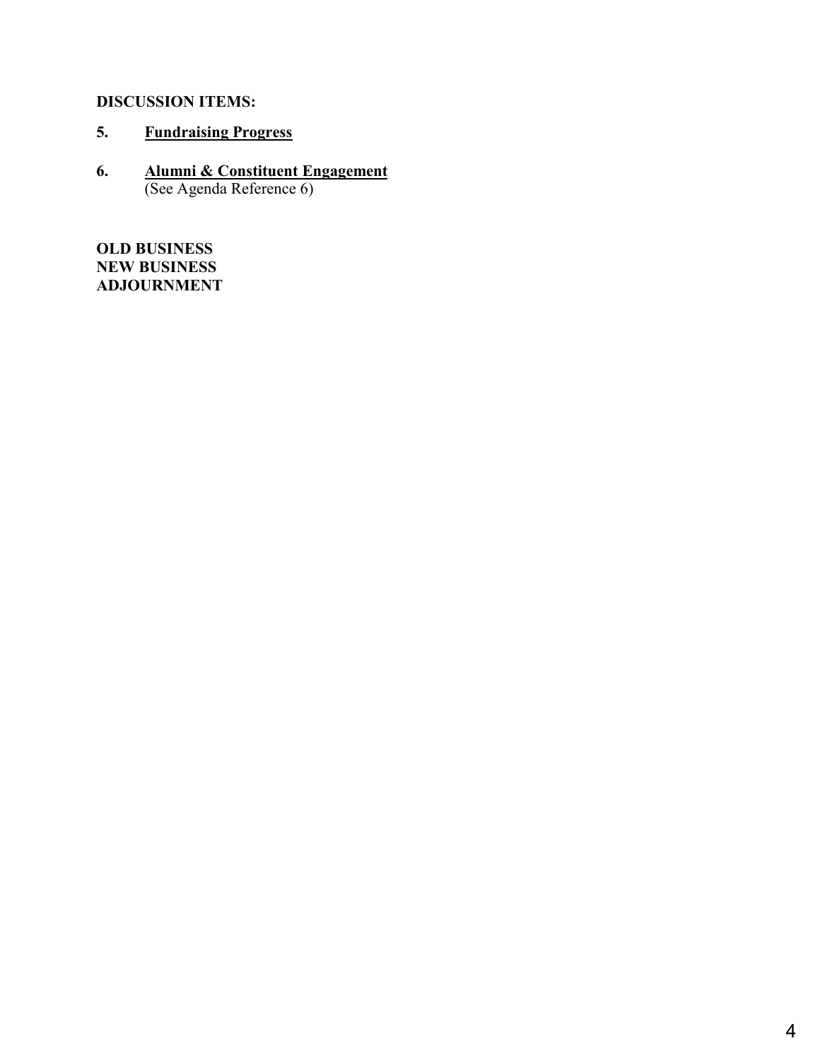**DISCUSSION ITEMS:**

5. **<u>Fundraising Progress</u>**

6. **<u>Alumni & Constituent Engagement</u>**
   (See Agenda Reference 6)

**OLD BUSINESS**
**NEW BUSINESS**
**ADJOURNMENT**